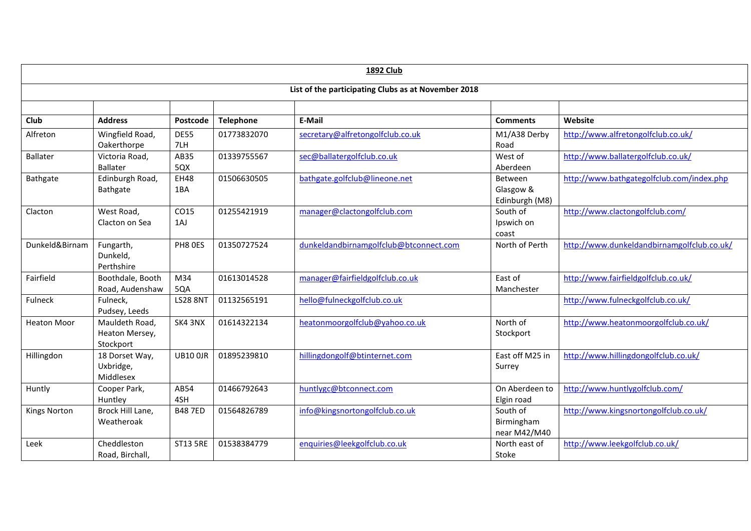**1892 Club**

**List of the participating Clubs as at November 2018**

| Club | Address | Postcode | Telephone | E-Mail | Comments | Website |
|---|---|---|---|---|---|---|
| Alfreton | Wingfield Road, Oakerthorpe | DE55 7LH | 01773832070 | secretary@alfretongolfclub.co.uk | M1/A38 Derby Road | http://www.alfretongolfclub.co.uk/ |
| Ballater | Victoria Road, Ballater | AB35 5QX | 01339755567 | sec@ballatergolfclub.co.uk | West of Aberdeen | http://www.ballatergolfclub.co.uk/ |
| Bathgate | Edinburgh Road, Bathgate | EH48 1BA | 01506630505 | bathgate.golfclub@lineone.net | Between Glasgow & Edinburgh (M8) | http://www.bathgategolfclub.com/index.php |
| Clacton | West Road, Clacton on Sea | CO15 1AJ | 01255421919 | manager@clactongolfclub.com | South of Ipswich on coast | http://www.clactongolfclub.com/ |
| Dunkeld&Birnam | Fungarth, Dunkeld, Perthshire | PH8 0ES | 01350727524 | dunkeldandbirnamgolfclub@btconnect.com | North of Perth | http://www.dunkeldandbirnamgolfclub.co.uk/ |
| Fairfield | Boothdale, Booth Road, Audenshaw | M34 5QA | 01613014528 | manager@fairfieldgolfclub.co.uk | East of Manchester | http://www.fairfieldgolfclub.co.uk/ |
| Fulneck | Fulneck, Pudsey, Leeds | LS28 8NT | 01132565191 | hello@fulneckgolfclub.co.uk | | http://www.fulneckgolfclub.co.uk/ |
| Heaton Moor | Mauldeth Road, Heaton Mersey, Stockport | SK4 3NX | 01614322134 | heatonmoorgolfclub@yahoo.co.uk | North of Stockport | http://www.heatonmoorgolfclub.co.uk/ |
| Hillingdon | 18 Dorset Way, Uxbridge, Middlesex | UB10 0JR | 01895239810 | hillingdongolf@btinternet.com | East off M25 in Surrey | http://www.hillingdongolfclub.co.uk/ |
| Huntly | Cooper Park, Huntley | AB54 4SH | 01466792643 | huntlygc@btconnect.com | On Aberdeen to Elgin road | http://www.huntlygolfclub.com/ |
| Kings Norton | Brock Hill Lane, Weatheroak | B48 7ED | 01564826789 | info@kingsnortongolfclub.co.uk | South of Birmingham near M42/M40 | http://www.kingsnortongolfclub.co.uk/ |
| Leek | Cheddleston Road, Birchall, | ST13 5RE | 01538384779 | enquiries@leekgolfclub.co.uk | North east of Stoke | http://www.leekgolfclub.co.uk/ |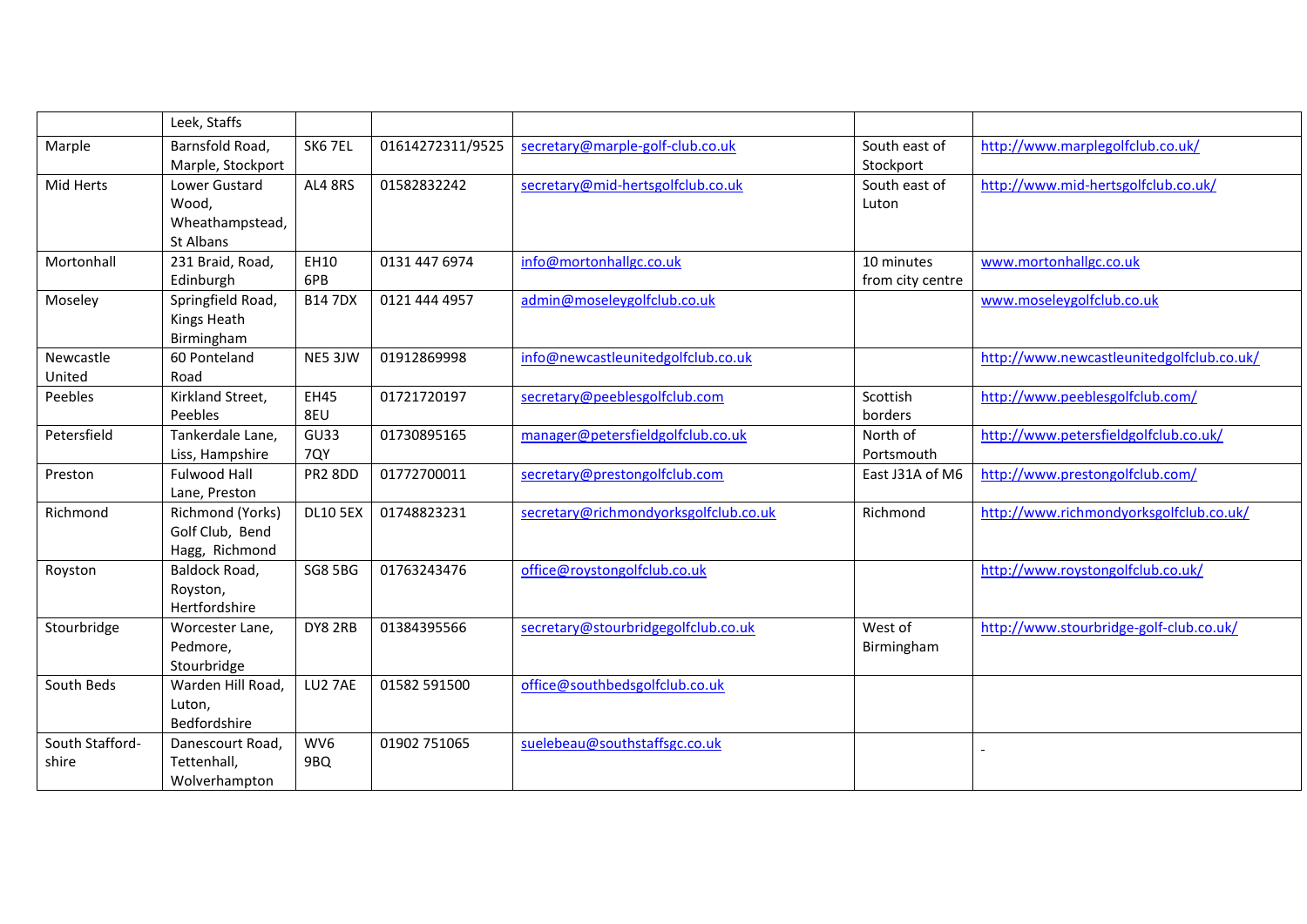| | | | | | | |
|---|---|---|---|---|---|---|
| | Leek, Staffs | | | | | |
| Marple | Barnsfold Road, Marple, Stockport | SK6 7EL | 01614272311/9525 | secretary@marple-golf-club.co.uk | South east of Stockport | http://www.marplegolfclub.co.uk/ |
| Mid Herts | Lower Gustard Wood, Wheathampstead, St Albans | AL4 8RS | 01582832242 | secretary@mid-hertsgolfclub.co.uk | South east of Luton | http://www.mid-hertsgolfclub.co.uk/ |
| Mortonhall | 231 Braid, Road, Edinburgh | EH10 6PB | 0131 447 6974 | info@mortonhallgc.co.uk | 10 minutes from city centre | www.mortonhallgc.co.uk |
| Moseley | Springfield Road, Kings Heath Birmingham | B14 7DX | 0121 444 4957 | admin@moseleygolfclub.co.uk | | www.moseleygolfclub.co.uk |
| Newcastle United | 60 Ponteland Road | NE5 3JW | 01912869998 | info@newcastleunitedgolfclub.co.uk | | http://www.newcastleunitedgolfclub.co.uk/ |
| Peebles | Kirkland Street, Peebles | EH45 8EU | 01721720197 | secretary@peeblesgolfclub.com | Scottish borders | http://www.peeblesgolfclub.com/ |
| Petersfield | Tankerdale Lane, Liss, Hampshire | GU33 7QY | 01730895165 | manager@petersfieldgolfclub.co.uk | North of Portsmouth | http://www.petersfieldgolfclub.co.uk/ |
| Preston | Fulwood Hall Lane, Preston | PR2 8DD | 01772700011 | secretary@prestongolfclub.com | East J31A of M6 | http://www.prestongolfclub.com/ |
| Richmond | Richmond (Yorks) Golf Club, Bend Hagg, Richmond | DL10 5EX | 01748823231 | secretary@richmondyorksgolfclub.co.uk | Richmond | http://www.richmondyorksgolfclub.co.uk/ |
| Royston | Baldock Road, Royston, Hertfordshire | SG8 5BG | 01763243476 | office@roystongolfclub.co.uk | | http://www.roystongolfclub.co.uk/ |
| Stourbridge | Worcester Lane, Pedmore, Stourbridge | DY8 2RB | 01384395566 | secretary@stourbridgegolfclub.co.uk | West of Birmingham | http://www.stourbridge-golf-club.co.uk/ |
| South Beds | Warden Hill Road, Luton, Bedfordshire | LU2 7AE | 01582 591500 | office@southbedsgolfclub.co.uk | | |
| South Stafford-shire | Danescourt Road, Tettenhall, Wolverhampton | WV6 9BQ | 01902 751065 | suelebeau@southstaffsgc.co.uk | | |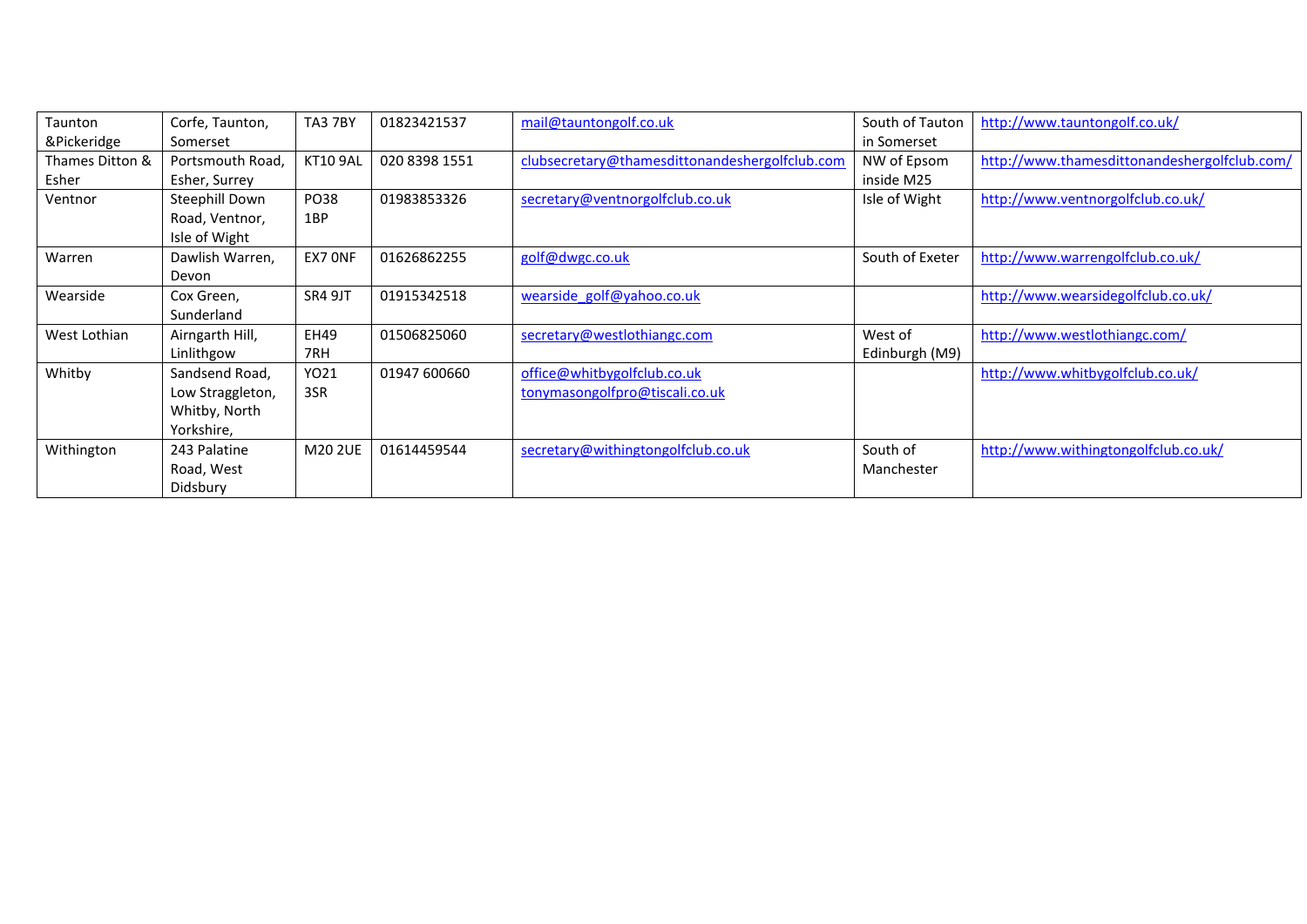| | | | | | | |
|---|---|---|---|---|---|---|
| Taunton &Pickeridge | Corfe, Taunton, Somerset | TA3 7BY | 01823421537 | mail@tauntongolf.co.uk | South of Tauton in Somerset | http://www.tauntongolf.co.uk/ |
| Thames Ditton & Esher | Portsmouth Road, Esher, Surrey | KT10 9AL | 020 8398 1551 | clubsecretary@thamesdittonandeshergolfclub.com | NW of Epsom inside M25 | http://www.thamesdittonandeshergolfclub.com/ |
| Ventnor | Steephill Down Road, Ventnor, Isle of Wight | PO38 1BP | 01983853326 | secretary@ventnorgolfclub.co.uk | Isle of Wight | http://www.ventnorgolfclub.co.uk/ |
| Warren | Dawlish Warren, Devon | EX7 0NF | 01626862255 | golf@dwgc.co.uk | South of Exeter | http://www.warrengolfclub.co.uk/ |
| Wearside | Cox Green, Sunderland | SR4 9JT | 01915342518 | wearside_golf@yahoo.co.uk | | http://www.wearsidegolfclub.co.uk/ |
| West Lothian | Airngarth Hill, Linlithgow | EH49 7RH | 01506825060 | secretary@westlothiangc.com | West of Edinburgh (M9) | http://www.westlothiangc.com/ |
| Whitby | Sandsend Road, Low Straggleton, Whitby, North Yorkshire, | YO21 3SR | 01947 600660 | office@whitbygolfclub.co.uk tonymasongolfpro@tiscali.co.uk | | http://www.whitbygolfclub.co.uk/ |
| Withington | 243 Palatine Road, West Didsbury | M20 2UE | 01614459544 | secretary@withingtongolfclub.co.uk | South of Manchester | http://www.withingtongolfclub.co.uk/ |